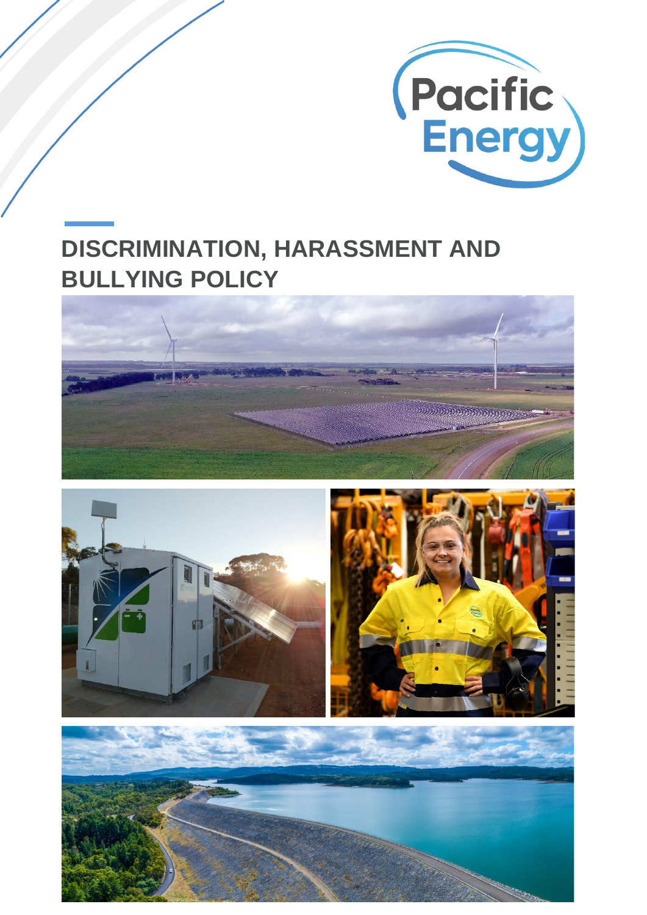Pacific Energy

# DISCRIMINATION, HARASSMENT AND BULLYING POLICY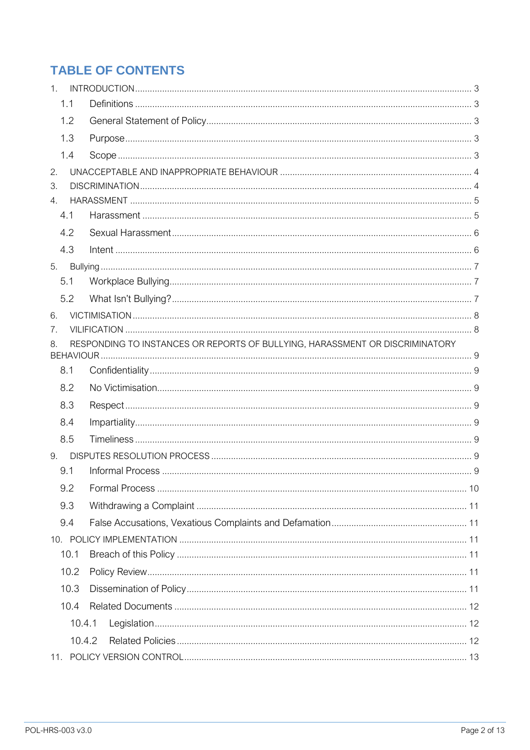# TABLE OF CONTENTS

1. INTRODUCTION ........ 3
   - 1.1 Definitions ........ 3
   - 1.2 General Statement of Policy ........ 3
   - 1.3 Purpose ........ 3
   - 1.4 Scope ........ 3
2. UNACCEPTABLE AND INAPPROPRIATE BEHAVIOUR ........ 4
3. DISCRIMINATION ........ 4
4. HARASSMENT ........ 5
   - 4.1 Harassment ........ 5
   - 4.2 Sexual Harassment ........ 6
   - 4.3 Intent ........ 6
5. Bullying ........ 7
   - 5.1 Workplace Bullying ........ 7
   - 5.2 What Isn't Bullying? ........ 7
6. VICTIMISATION ........ 8
7. VILIFICATION ........ 8
8. RESPONDING TO INSTANCES OR REPORTS OF BULLYING, HARASSMENT OR DISCRIMINATORY BEHAVIOUR ........ 9
   - 8.1 Confidentiality ........ 9
   - 8.2 No Victimisation ........ 9
   - 8.3 Respect ........ 9
   - 8.4 Impartiality ........ 9
   - 8.5 Timeliness ........ 9
9. DISPUTES RESOLUTION PROCESS ........ 9
   - 9.1 Informal Process ........ 9
   - 9.2 Formal Process ........ 10
   - 9.3 Withdrawing a Complaint ........ 11
   - 9.4 False Accusations, Vexatious Complaints and Defamation ........ 11
10. POLICY IMPLEMENTATION ........ 11
    - 10.1 Breach of this Policy ........ 11
    - 10.2 Policy Review ........ 11
    - 10.3 Dissemination of Policy ........ 11
    - 10.4 Related Documents ........ 12
      - 10.4.1 Legislation ........ 12
      - 10.4.2 Related Policies ........ 12
11. POLICY VERSION CONTROL ........ 13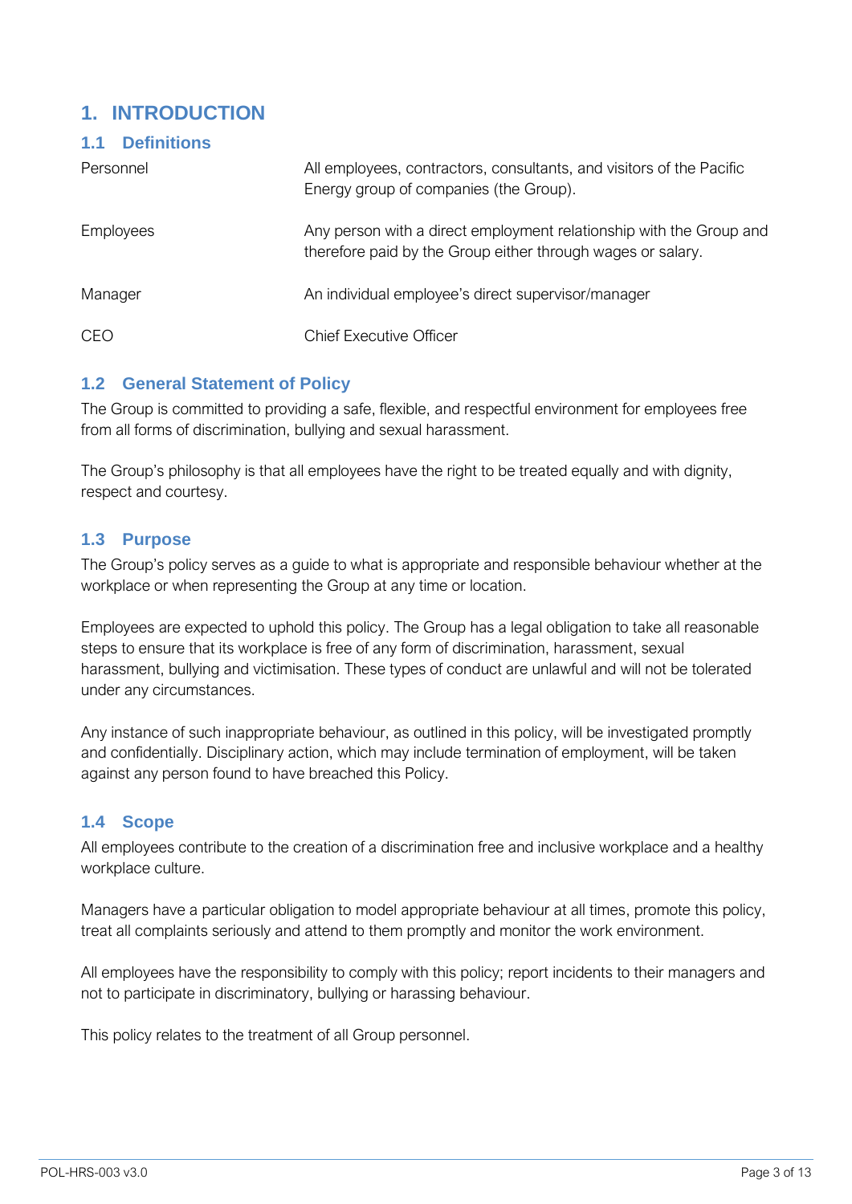# 1. INTRODUCTION

## 1.1 Definitions

| | |
|---|---|
| Personnel | All employees, contractors, consultants, and visitors of the Pacific Energy group of companies (the Group). |
| Employees | Any person with a direct employment relationship with the Group and therefore paid by the Group either through wages or salary. |
| Manager | An individual employee's direct supervisor/manager |
| CEO | Chief Executive Officer |

## 1.2 General Statement of Policy

The Group is committed to providing a safe, flexible, and respectful environment for employees free from all forms of discrimination, bullying and sexual harassment.

The Group's philosophy is that all employees have the right to be treated equally and with dignity, respect and courtesy.

## 1.3 Purpose

The Group's policy serves as a guide to what is appropriate and responsible behaviour whether at the workplace or when representing the Group at any time or location.

Employees are expected to uphold this policy. The Group has a legal obligation to take all reasonable steps to ensure that its workplace is free of any form of discrimination, harassment, sexual harassment, bullying and victimisation. These types of conduct are unlawful and will not be tolerated under any circumstances.

Any instance of such inappropriate behaviour, as outlined in this policy, will be investigated promptly and confidentially. Disciplinary action, which may include termination of employment, will be taken against any person found to have breached this Policy.

## 1.4 Scope

All employees contribute to the creation of a discrimination free and inclusive workplace and a healthy workplace culture.

Managers have a particular obligation to model appropriate behaviour at all times, promote this policy, treat all complaints seriously and attend to them promptly and monitor the work environment.

All employees have the responsibility to comply with this policy; report incidents to their managers and not to participate in discriminatory, bullying or harassing behaviour.

This policy relates to the treatment of all Group personnel.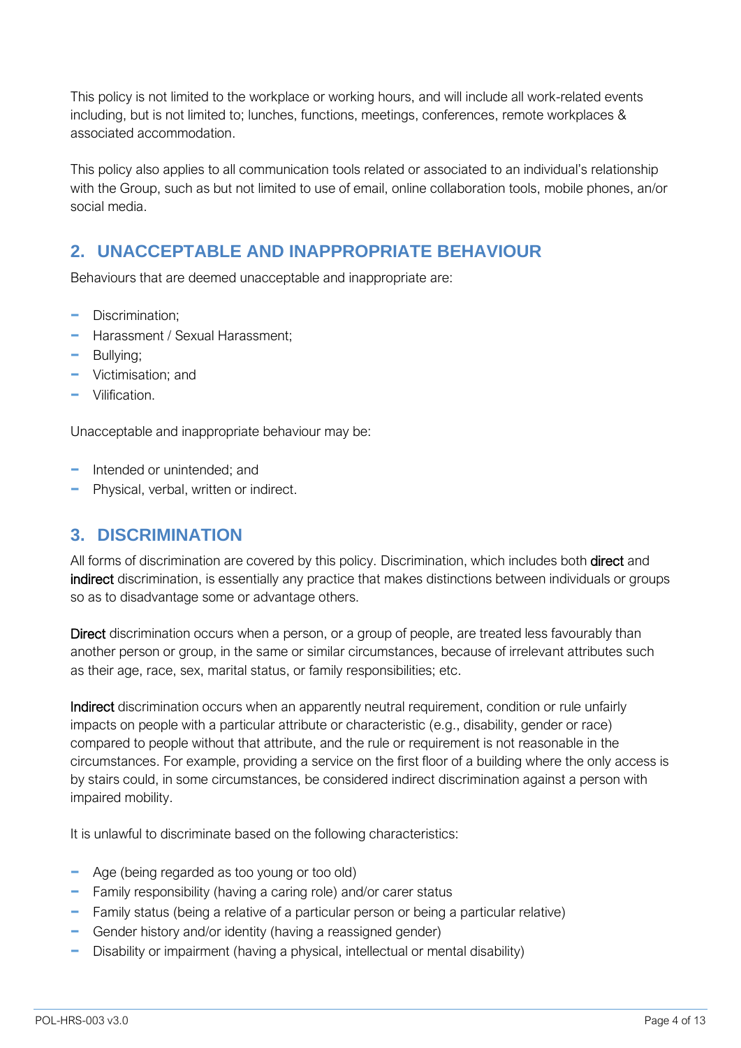This policy is not limited to the workplace or working hours, and will include all work-related events including, but is not limited to; lunches, functions, meetings, conferences, remote workplaces & associated accommodation.

This policy also applies to all communication tools related or associated to an individual's relationship with the Group, such as but not limited to use of email, online collaboration tools, mobile phones, an/or social media.

## 2. UNACCEPTABLE AND INAPPROPRIATE BEHAVIOUR

Behaviours that are deemed unacceptable and inappropriate are:

- Discrimination;
- Harassment / Sexual Harassment;
- Bullying;
- Victimisation; and
- Vilification.

Unacceptable and inappropriate behaviour may be:

- Intended or unintended; and
- Physical, verbal, written or indirect.

## 3. DISCRIMINATION

All forms of discrimination are covered by this policy. Discrimination, which includes both **direct** and **indirect** discrimination, is essentially any practice that makes distinctions between individuals or groups so as to disadvantage some or advantage others.

**Direct** discrimination occurs when a person, or a group of people, are treated less favourably than another person or group, in the same or similar circumstances, because of irrelevant attributes such as their age, race, sex, marital status, or family responsibilities; etc.

**Indirect** discrimination occurs when an apparently neutral requirement, condition or rule unfairly impacts on people with a particular attribute or characteristic (e.g., disability, gender or race) compared to people without that attribute, and the rule or requirement is not reasonable in the circumstances. For example, providing a service on the first floor of a building where the only access is by stairs could, in some circumstances, be considered indirect discrimination against a person with impaired mobility.

It is unlawful to discriminate based on the following characteristics:

- Age (being regarded as too young or too old)
- Family responsibility (having a caring role) and/or carer status
- Family status (being a relative of a particular person or being a particular relative)
- Gender history and/or identity (having a reassigned gender)
- Disability or impairment (having a physical, intellectual or mental disability)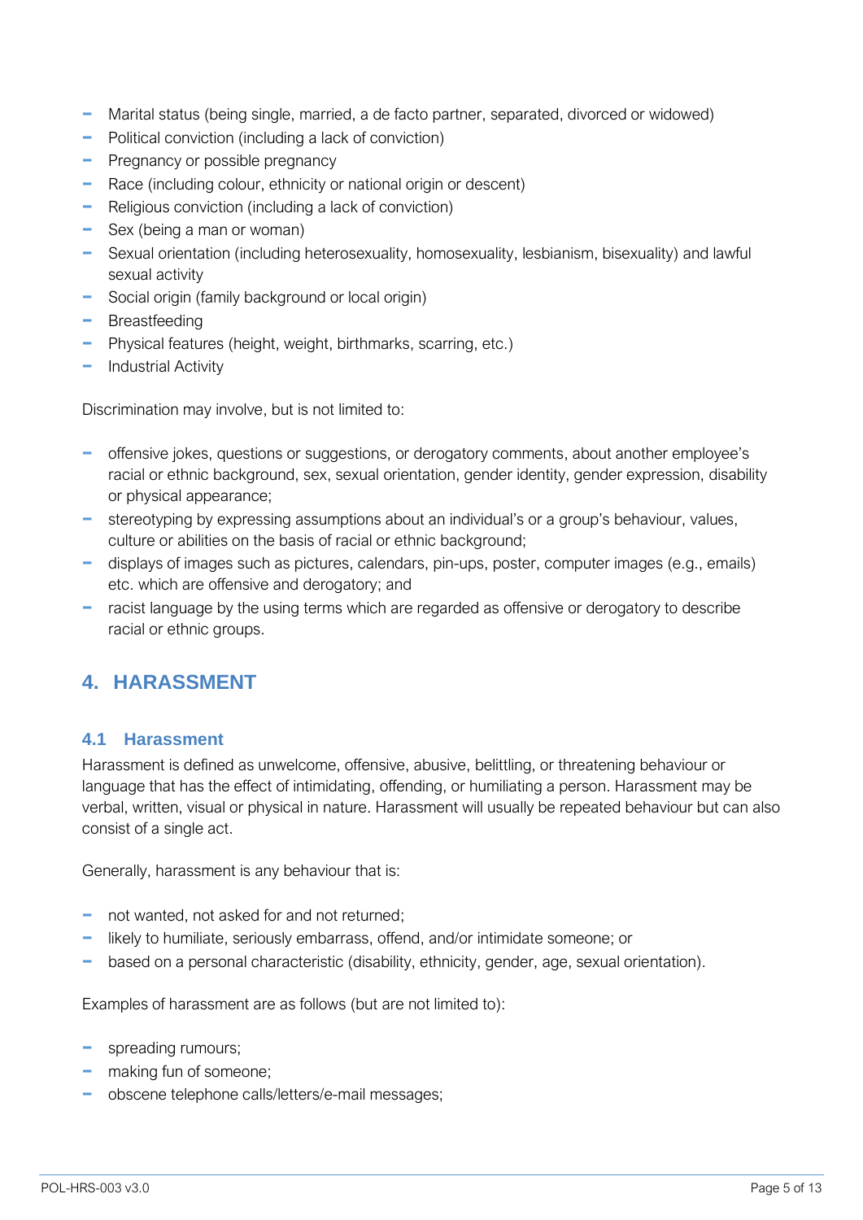- Marital status (being single, married, a de facto partner, separated, divorced or widowed)
- Political conviction (including a lack of conviction)
- Pregnancy or possible pregnancy
- Race (including colour, ethnicity or national origin or descent)
- Religious conviction (including a lack of conviction)
- Sex (being a man or woman)
- Sexual orientation (including heterosexuality, homosexuality, lesbianism, bisexuality) and lawful sexual activity
- Social origin (family background or local origin)
- Breastfeeding
- Physical features (height, weight, birthmarks, scarring, etc.)
- Industrial Activity

Discrimination may involve, but is not limited to:

- offensive jokes, questions or suggestions, or derogatory comments, about another employee's racial or ethnic background, sex, sexual orientation, gender identity, gender expression, disability or physical appearance;
- stereotyping by expressing assumptions about an individual's or a group's behaviour, values, culture or abilities on the basis of racial or ethnic background;
- displays of images such as pictures, calendars, pin-ups, poster, computer images (e.g., emails) etc. which are offensive and derogatory; and
- racist language by the using terms which are regarded as offensive or derogatory to describe racial or ethnic groups.

## 4. HARASSMENT

### 4.1 Harassment

Harassment is defined as unwelcome, offensive, abusive, belittling, or threatening behaviour or language that has the effect of intimidating, offending, or humiliating a person. Harassment may be verbal, written, visual or physical in nature. Harassment will usually be repeated behaviour but can also consist of a single act.

Generally, harassment is any behaviour that is:

- not wanted, not asked for and not returned;
- likely to humiliate, seriously embarrass, offend, and/or intimidate someone; or
- based on a personal characteristic (disability, ethnicity, gender, age, sexual orientation).

Examples of harassment are as follows (but are not limited to):

- spreading rumours;
- making fun of someone;
- obscene telephone calls/letters/e-mail messages;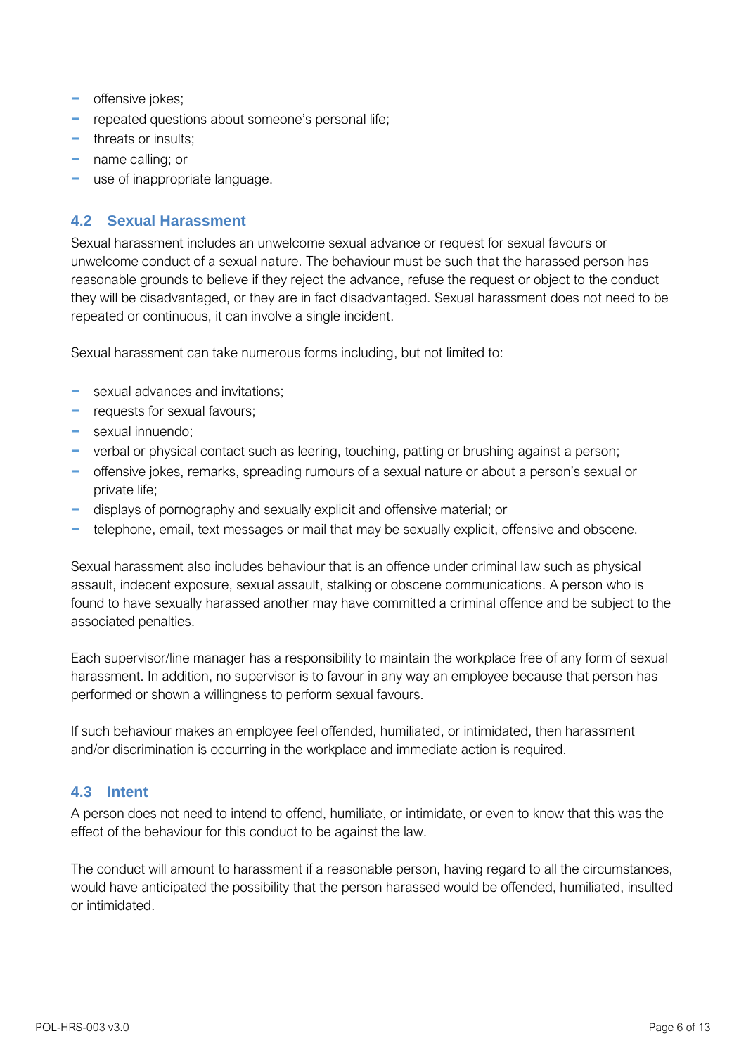- offensive jokes;
- repeated questions about someone's personal life;
- threats or insults;
- name calling; or
- use of inappropriate language.

### 4.2 Sexual Harassment

Sexual harassment includes an unwelcome sexual advance or request for sexual favours or unwelcome conduct of a sexual nature. The behaviour must be such that the harassed person has reasonable grounds to believe if they reject the advance, refuse the request or object to the conduct they will be disadvantaged, or they are in fact disadvantaged. Sexual harassment does not need to be repeated or continuous, it can involve a single incident.

Sexual harassment can take numerous forms including, but not limited to:

- sexual advances and invitations;
- requests for sexual favours;
- sexual innuendo;
- verbal or physical contact such as leering, touching, patting or brushing against a person;
- offensive jokes, remarks, spreading rumours of a sexual nature or about a person's sexual or private life;
- displays of pornography and sexually explicit and offensive material; or
- telephone, email, text messages or mail that may be sexually explicit, offensive and obscene.

Sexual harassment also includes behaviour that is an offence under criminal law such as physical assault, indecent exposure, sexual assault, stalking or obscene communications. A person who is found to have sexually harassed another may have committed a criminal offence and be subject to the associated penalties.

Each supervisor/line manager has a responsibility to maintain the workplace free of any form of sexual harassment. In addition, no supervisor is to favour in any way an employee because that person has performed or shown a willingness to perform sexual favours.

If such behaviour makes an employee feel offended, humiliated, or intimidated, then harassment and/or discrimination is occurring in the workplace and immediate action is required.

### 4.3 Intent

A person does not need to intend to offend, humiliate, or intimidate, or even to know that this was the effect of the behaviour for this conduct to be against the law.

The conduct will amount to harassment if a reasonable person, having regard to all the circumstances, would have anticipated the possibility that the person harassed would be offended, humiliated, insulted or intimidated.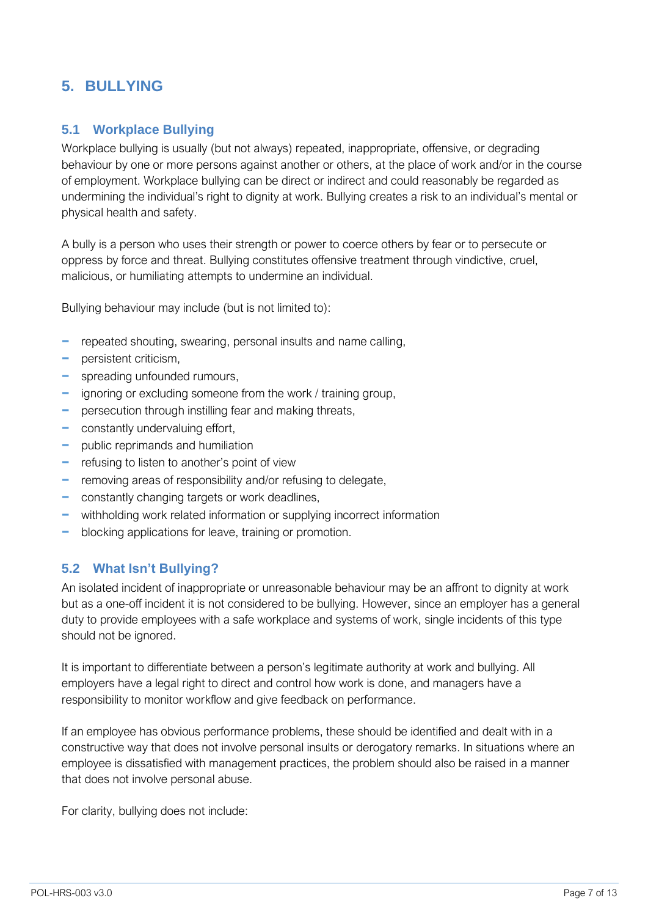## 5. BULLYING

### 5.1 Workplace Bullying

Workplace bullying is usually (but not always) repeated, inappropriate, offensive, or degrading behaviour by one or more persons against another or others, at the place of work and/or in the course of employment. Workplace bullying can be direct or indirect and could reasonably be regarded as undermining the individual's right to dignity at work. Bullying creates a risk to an individual's mental or physical health and safety.

A bully is a person who uses their strength or power to coerce others by fear or to persecute or oppress by force and threat. Bullying constitutes offensive treatment through vindictive, cruel, malicious, or humiliating attempts to undermine an individual.

Bullying behaviour may include (but is not limited to):

- repeated shouting, swearing, personal insults and name calling,
- persistent criticism,
- spreading unfounded rumours,
- ignoring or excluding someone from the work / training group,
- persecution through instilling fear and making threats,
- constantly undervaluing effort,
- public reprimands and humiliation
- refusing to listen to another's point of view
- removing areas of responsibility and/or refusing to delegate,
- constantly changing targets or work deadlines,
- withholding work related information or supplying incorrect information
- blocking applications for leave, training or promotion.

### 5.2 What Isn't Bullying?

An isolated incident of inappropriate or unreasonable behaviour may be an affront to dignity at work but as a one-off incident it is not considered to be bullying. However, since an employer has a general duty to provide employees with a safe workplace and systems of work, single incidents of this type should not be ignored.

It is important to differentiate between a person's legitimate authority at work and bullying. All employers have a legal right to direct and control how work is done, and managers have a responsibility to monitor workflow and give feedback on performance.

If an employee has obvious performance problems, these should be identified and dealt with in a constructive way that does not involve personal insults or derogatory remarks. In situations where an employee is dissatisfied with management practices, the problem should also be raised in a manner that does not involve personal abuse.

For clarity, bullying does not include: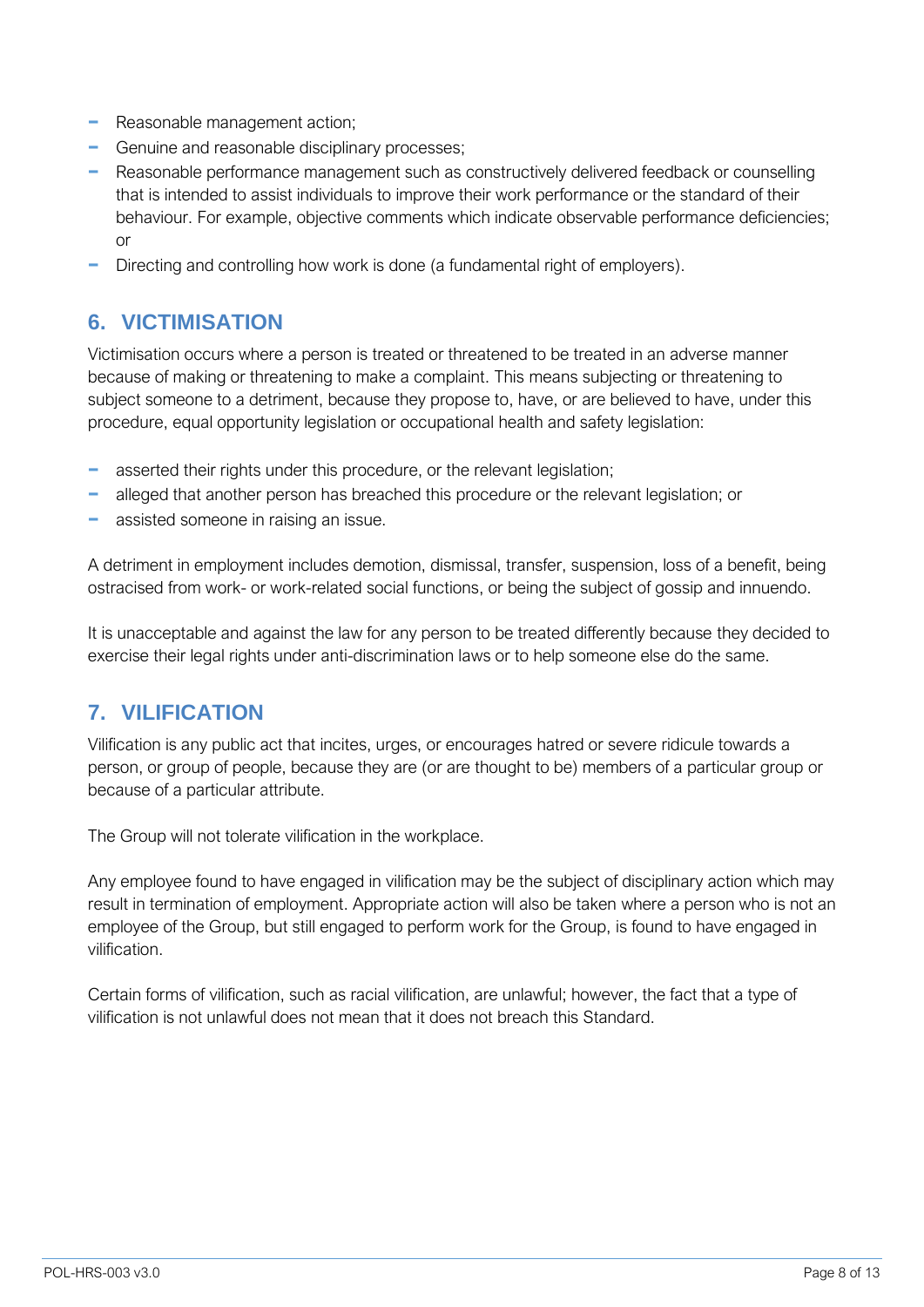- Reasonable management action;
- Genuine and reasonable disciplinary processes;
- Reasonable performance management such as constructively delivered feedback or counselling that is intended to assist individuals to improve their work performance or the standard of their behaviour. For example, objective comments which indicate observable performance deficiencies; or
- Directing and controlling how work is done (a fundamental right of employers).

## 6. VICTIMISATION

Victimisation occurs where a person is treated or threatened to be treated in an adverse manner because of making or threatening to make a complaint. This means subjecting or threatening to subject someone to a detriment, because they propose to, have, or are believed to have, under this procedure, equal opportunity legislation or occupational health and safety legislation:

- asserted their rights under this procedure, or the relevant legislation;
- alleged that another person has breached this procedure or the relevant legislation; or
- assisted someone in raising an issue.

A detriment in employment includes demotion, dismissal, transfer, suspension, loss of a benefit, being ostracised from work- or work-related social functions, or being the subject of gossip and innuendo.

It is unacceptable and against the law for any person to be treated differently because they decided to exercise their legal rights under anti-discrimination laws or to help someone else do the same.

## 7. VILIFICATION

Vilification is any public act that incites, urges, or encourages hatred or severe ridicule towards a person, or group of people, because they are (or are thought to be) members of a particular group or because of a particular attribute.

The Group will not tolerate vilification in the workplace.

Any employee found to have engaged in vilification may be the subject of disciplinary action which may result in termination of employment. Appropriate action will also be taken where a person who is not an employee of the Group, but still engaged to perform work for the Group, is found to have engaged in vilification.

Certain forms of vilification, such as racial vilification, are unlawful; however, the fact that a type of vilification is not unlawful does not mean that it does not breach this Standard.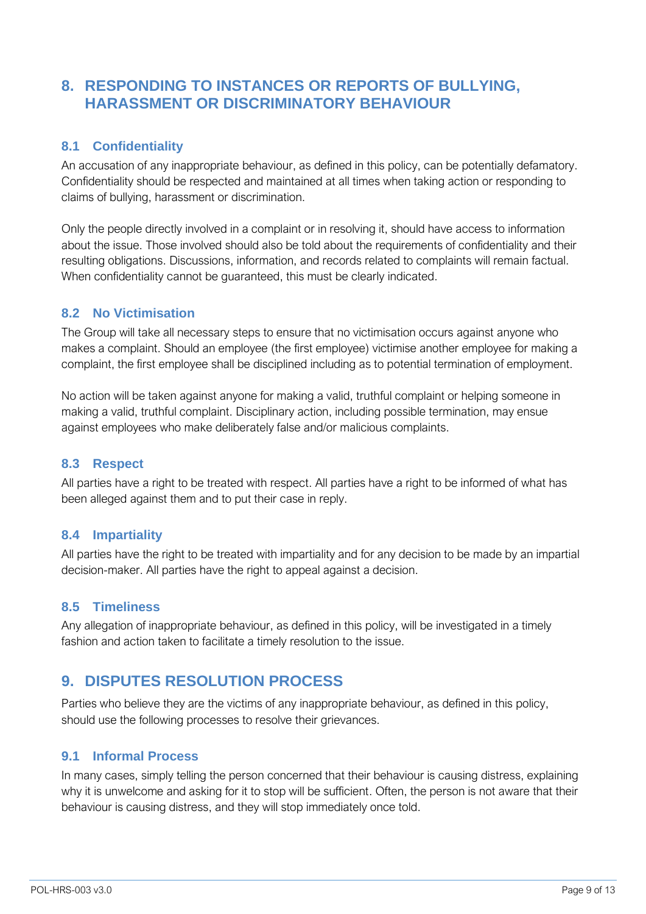## 8. RESPONDING TO INSTANCES OR REPORTS OF BULLYING, HARASSMENT OR DISCRIMINATORY BEHAVIOUR

### 8.1 Confidentiality

An accusation of any inappropriate behaviour, as defined in this policy, can be potentially defamatory. Confidentiality should be respected and maintained at all times when taking action or responding to claims of bullying, harassment or discrimination.

Only the people directly involved in a complaint or in resolving it, should have access to information about the issue. Those involved should also be told about the requirements of confidentiality and their resulting obligations. Discussions, information, and records related to complaints will remain factual. When confidentiality cannot be guaranteed, this must be clearly indicated.

### 8.2 No Victimisation

The Group will take all necessary steps to ensure that no victimisation occurs against anyone who makes a complaint. Should an employee (the first employee) victimise another employee for making a complaint, the first employee shall be disciplined including as to potential termination of employment.

No action will be taken against anyone for making a valid, truthful complaint or helping someone in making a valid, truthful complaint. Disciplinary action, including possible termination, may ensue against employees who make deliberately false and/or malicious complaints.

### 8.3 Respect

All parties have a right to be treated with respect. All parties have a right to be informed of what has been alleged against them and to put their case in reply.

### 8.4 Impartiality

All parties have the right to be treated with impartiality and for any decision to be made by an impartial decision-maker. All parties have the right to appeal against a decision.

### 8.5 Timeliness

Any allegation of inappropriate behaviour, as defined in this policy, will be investigated in a timely fashion and action taken to facilitate a timely resolution to the issue.

## 9. DISPUTES RESOLUTION PROCESS

Parties who believe they are the victims of any inappropriate behaviour, as defined in this policy, should use the following processes to resolve their grievances.

### 9.1 Informal Process

In many cases, simply telling the person concerned that their behaviour is causing distress, explaining why it is unwelcome and asking for it to stop will be sufficient. Often, the person is not aware that their behaviour is causing distress, and they will stop immediately once told.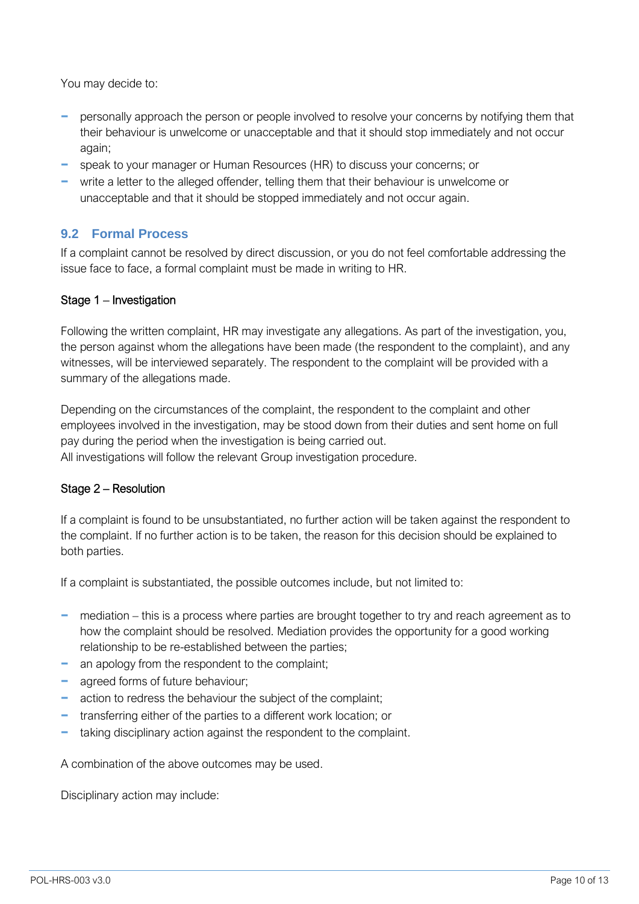You may decide to:

- personally approach the person or people involved to resolve your concerns by notifying them that their behaviour is unwelcome or unacceptable and that it should stop immediately and not occur again;
- speak to your manager or Human Resources (HR) to discuss your concerns; or
- write a letter to the alleged offender, telling them that their behaviour is unwelcome or unacceptable and that it should be stopped immediately and not occur again.

## 9.2 Formal Process

If a complaint cannot be resolved by direct discussion, or you do not feel comfortable addressing the issue face to face, a formal complaint must be made in writing to HR.

Stage 1 – Investigation

Following the written complaint, HR may investigate any allegations. As part of the investigation, you, the person against whom the allegations have been made (the respondent to the complaint), and any witnesses, will be interviewed separately. The respondent to the complaint will be provided with a summary of the allegations made.

Depending on the circumstances of the complaint, the respondent to the complaint and other employees involved in the investigation, may be stood down from their duties and sent home on full pay during the period when the investigation is being carried out.
All investigations will follow the relevant Group investigation procedure.

Stage 2 – Resolution

If a complaint is found to be unsubstantiated, no further action will be taken against the respondent to the complaint. If no further action is to be taken, the reason for this decision should be explained to both parties.

If a complaint is substantiated, the possible outcomes include, but not limited to:

- mediation – this is a process where parties are brought together to try and reach agreement as to how the complaint should be resolved. Mediation provides the opportunity for a good working relationship to be re-established between the parties;
- an apology from the respondent to the complaint;
- agreed forms of future behaviour;
- action to redress the behaviour the subject of the complaint;
- transferring either of the parties to a different work location; or
- taking disciplinary action against the respondent to the complaint.

A combination of the above outcomes may be used.

Disciplinary action may include: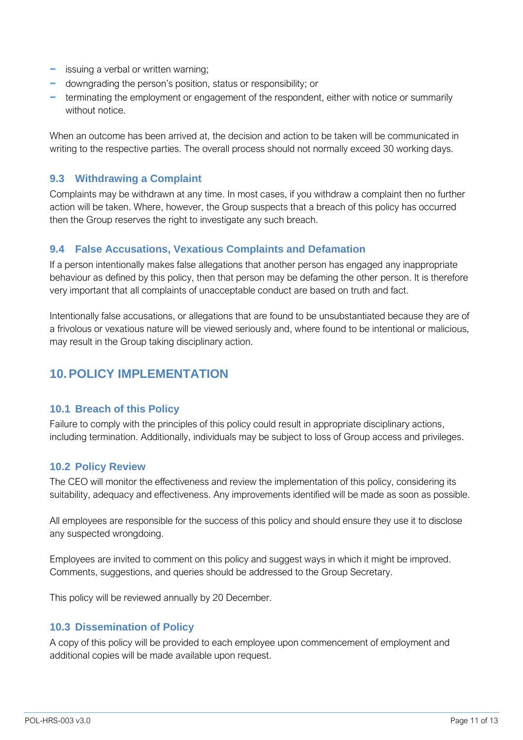- issuing a verbal or written warning;
- downgrading the person's position, status or responsibility; or
- terminating the employment or engagement of the respondent, either with notice or summarily without notice.

When an outcome has been arrived at, the decision and action to be taken will be communicated in writing to the respective parties. The overall process should not normally exceed 30 working days.

### 9.3 Withdrawing a Complaint

Complaints may be withdrawn at any time. In most cases, if you withdraw a complaint then no further action will be taken. Where, however, the Group suspects that a breach of this policy has occurred then the Group reserves the right to investigate any such breach.

### 9.4 False Accusations, Vexatious Complaints and Defamation

If a person intentionally makes false allegations that another person has engaged any inappropriate behaviour as defined by this policy, then that person may be defaming the other person. It is therefore very important that all complaints of unacceptable conduct are based on truth and fact.

Intentionally false accusations, or allegations that are found to be unsubstantiated because they are of a frivolous or vexatious nature will be viewed seriously and, where found to be intentional or malicious, may result in the Group taking disciplinary action.

## 10. POLICY IMPLEMENTATION

### 10.1 Breach of this Policy

Failure to comply with the principles of this policy could result in appropriate disciplinary actions, including termination. Additionally, individuals may be subject to loss of Group access and privileges.

### 10.2 Policy Review

The CEO will monitor the effectiveness and review the implementation of this policy, considering its suitability, adequacy and effectiveness. Any improvements identified will be made as soon as possible.

All employees are responsible for the success of this policy and should ensure they use it to disclose any suspected wrongdoing.

Employees are invited to comment on this policy and suggest ways in which it might be improved. Comments, suggestions, and queries should be addressed to the Group Secretary.

This policy will be reviewed annually by 20 December.

### 10.3 Dissemination of Policy

A copy of this policy will be provided to each employee upon commencement of employment and additional copies will be made available upon request.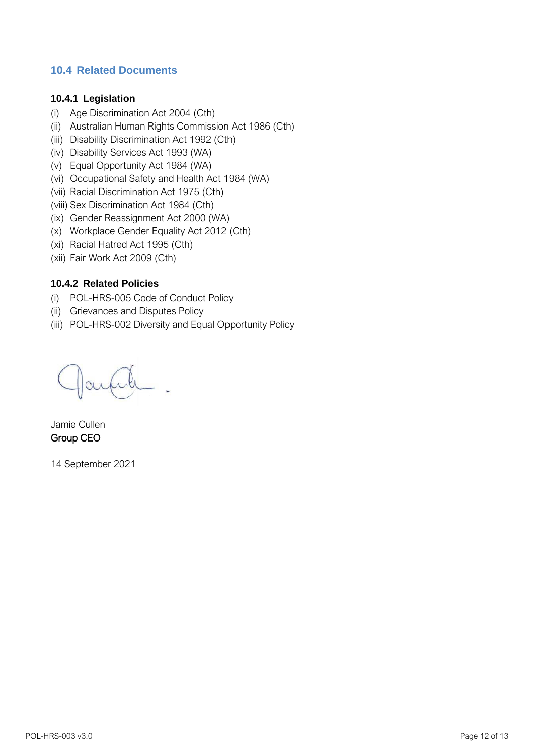## 10.4 Related Documents

### 10.4.1 Legislation

(i) Age Discrimination Act 2004 (Cth)
(ii) Australian Human Rights Commission Act 1986 (Cth)
(iii) Disability Discrimination Act 1992 (Cth)
(iv) Disability Services Act 1993 (WA)
(v) Equal Opportunity Act 1984 (WA)
(vi) Occupational Safety and Health Act 1984 (WA)
(vii) Racial Discrimination Act 1975 (Cth)
(viii) Sex Discrimination Act 1984 (Cth)
(ix) Gender Reassignment Act 2000 (WA)
(x) Workplace Gender Equality Act 2012 (Cth)
(xi) Racial Hatred Act 1995 (Cth)
(xii) Fair Work Act 2009 (Cth)

### 10.4.2 Related Policies

(i) POL-HRS-005 Code of Conduct Policy
(ii) Grievances and Disputes Policy
(iii) POL-HRS-002 Diversity and Equal Opportunity Policy

Jamie Cullen
Group CEO

14 September 2021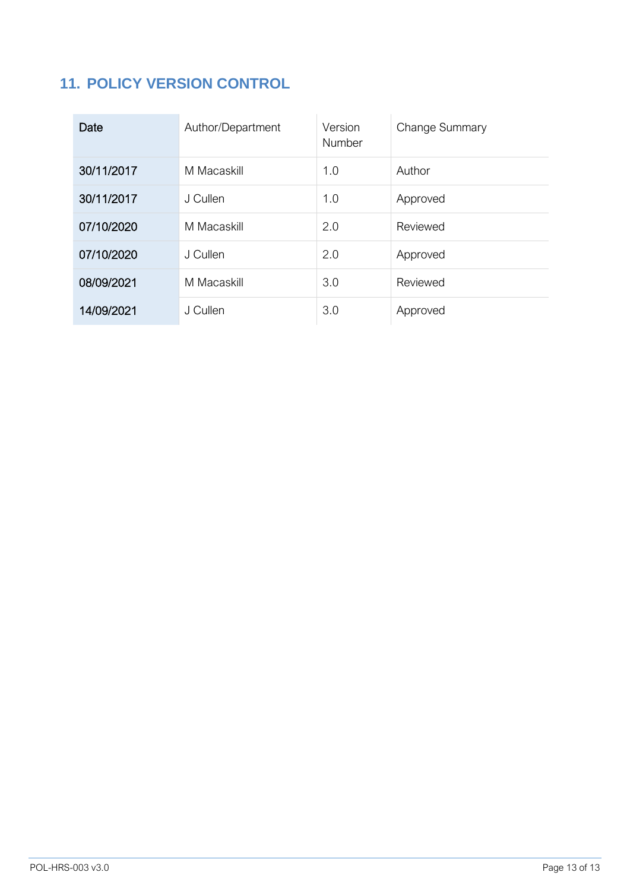## 11. POLICY VERSION CONTROL

| Date | Author/Department | Version Number | Change Summary |
|---|---|---|---|
| 30/11/2017 | M Macaskill | 1.0 | Author |
| 30/11/2017 | J Cullen | 1.0 | Approved |
| 07/10/2020 | M Macaskill | 2.0 | Reviewed |
| 07/10/2020 | J Cullen | 2.0 | Approved |
| 08/09/2021 | M Macaskill | 3.0 | Reviewed |
| 14/09/2021 | J Cullen | 3.0 | Approved |